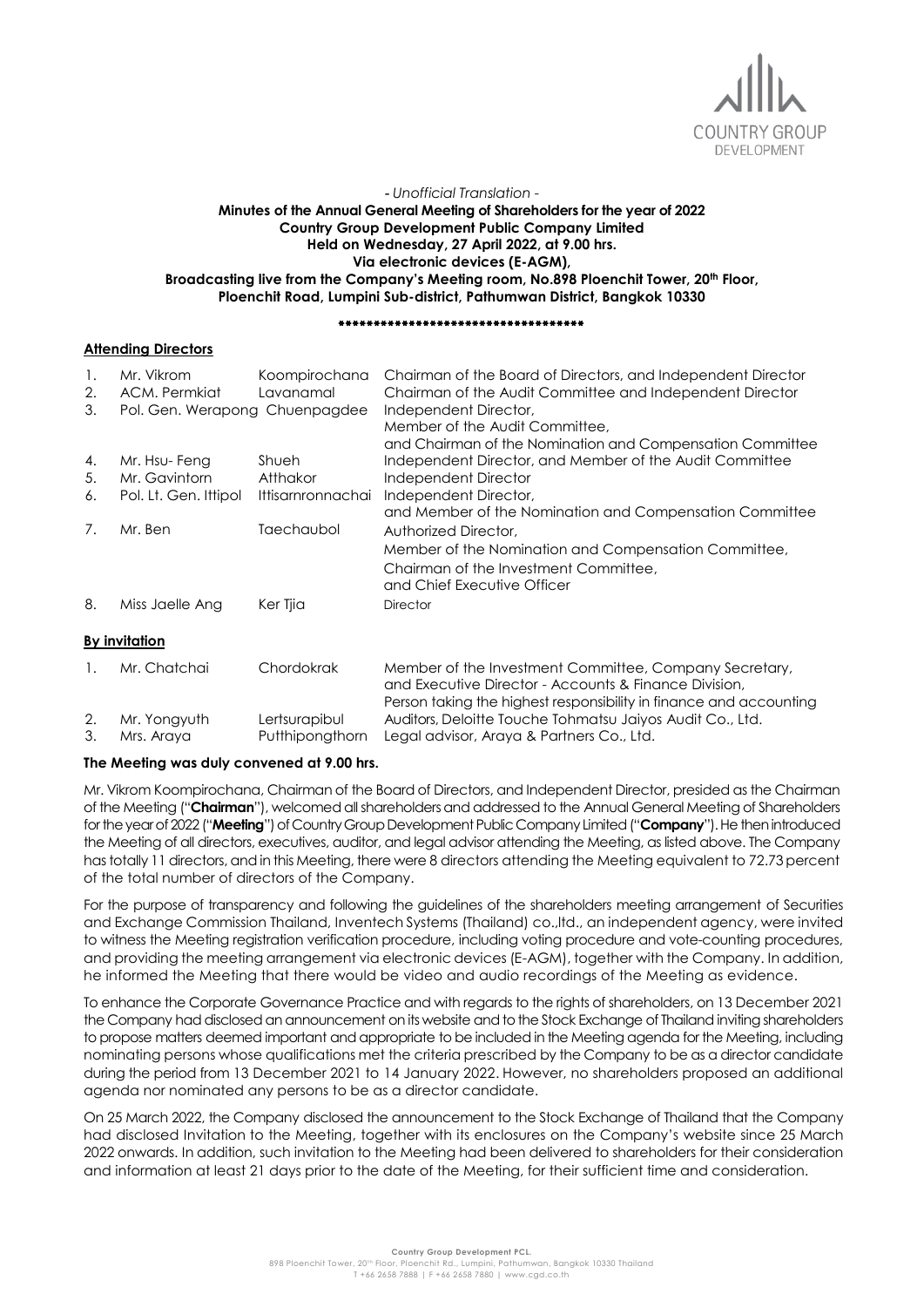*- Unofficial Translation -*

**Minutes of the Annual General Meeting of Shareholders for the year of 2022**
**Country Group Development Public Company Limited**
**Held on Wednesday, 27 April 2022, at 9.00 hrs.**
**Via electronic devices (E-AGM),**
**Broadcasting live from the Company's Meeting room, No.898 Ploenchit Tower, 20th Floor,**
**Ploenchit Road, Lumpini Sub-district, Pathumwan District, Bangkok 10330**

**\*\*\*\*\*\*\*\*\*\*\*\*\*\*\*\*\*\*\*\*\*\*\*\*\*\*\*\*\*\*\*\*\*\*\*\***

**Attending Directors**

| | | | |
|---|---|---|---|
| 1. | Mr. Vikrom | Koompirochana | Chairman of the Board of Directors, and Independent Director |
| 2. | ACM. Permkiat | Lavanamal | Chairman of the Audit Committee and Independent Director |
| 3. | Pol. Gen. Werapong | Chuenpagdee | Independent Director, Member of the Audit Committee, and Chairman of the Nomination and Compensation Committee |
| 4. | Mr. Hsu- Feng | Shueh | Independent Director, and Member of the Audit Committee |
| 5. | Mr. Gavintorn | Atthakor | Independent Director |
| 6. | Pol. Lt. Gen. Ittipol | Ittisarnronnachai | Independent Director, and Member of the Nomination and Compensation Committee |
| 7. | Mr. Ben | Taechaubol | Authorized Director, Member of the Nomination and Compensation Committee, Chairman of the Investment Committee, and Chief Executive Officer |
| 8. | Miss Jaelle Ang | Ker Tjia | Director |

**By invitation**

| | | | |
|---|---|---|---|
| 1. | Mr. Chatchai | Chordokrak | Member of the Investment Committee, Company Secretary, and Executive Director - Accounts & Finance Division, Person taking the highest responsibility in finance and accounting |
| 2. | Mr. Yongyuth | Lertsurapibul | Auditors, Deloitte Touche Tohmatsu Jaiyos Audit Co., Ltd. |
| 3. | Mrs. Araya | Putthipongthorn | Legal advisor, Araya & Partners Co., Ltd. |

**The Meeting was duly convened at 9.00 hrs.**

Mr. Vikrom Koompirochana, Chairman of the Board of Directors, and Independent Director, presided as the Chairman of the Meeting ("**Chairman**"), welcomed all shareholders and addressed to the Annual General Meeting of Shareholders for the year of 2022 ("**Meeting**") of Country Group Development Public Company Limited ("**Company**"). He then introduced the Meeting of all directors, executives, auditor, and legal advisor attending the Meeting, as listed above. The Company has totally 11 directors, and in this Meeting, there were 8 directors attending the Meeting equivalent to 72.73 percent of the total number of directors of the Company.

For the purpose of transparency and following the guidelines of the shareholders meeting arrangement of Securities and Exchange Commission Thailand, Inventech Systems (Thailand) co.,ltd., an independent agency, were invited to witness the Meeting registration verification procedure, including voting procedure and vote-counting procedures, and providing the meeting arrangement via electronic devices (E-AGM), together with the Company. In addition, he informed the Meeting that there would be video and audio recordings of the Meeting as evidence.

To enhance the Corporate Governance Practice and with regards to the rights of shareholders, on 13 December 2021 the Company had disclosed an announcement on its website and to the Stock Exchange of Thailand inviting shareholders to propose matters deemed important and appropriate to be included in the Meeting agenda for the Meeting, including nominating persons whose qualifications met the criteria prescribed by the Company to be as a director candidate during the period from 13 December 2021 to 14 January 2022. However, no shareholders proposed an additional agenda nor nominated any persons to be as a director candidate.

On 25 March 2022, the Company disclosed the announcement to the Stock Exchange of Thailand that the Company had disclosed Invitation to the Meeting, together with its enclosures on the Company's website since 25 March 2022 onwards. In addition, such invitation to the Meeting had been delivered to shareholders for their consideration and information at least 21 days prior to the date of the Meeting, for their sufficient time and consideration.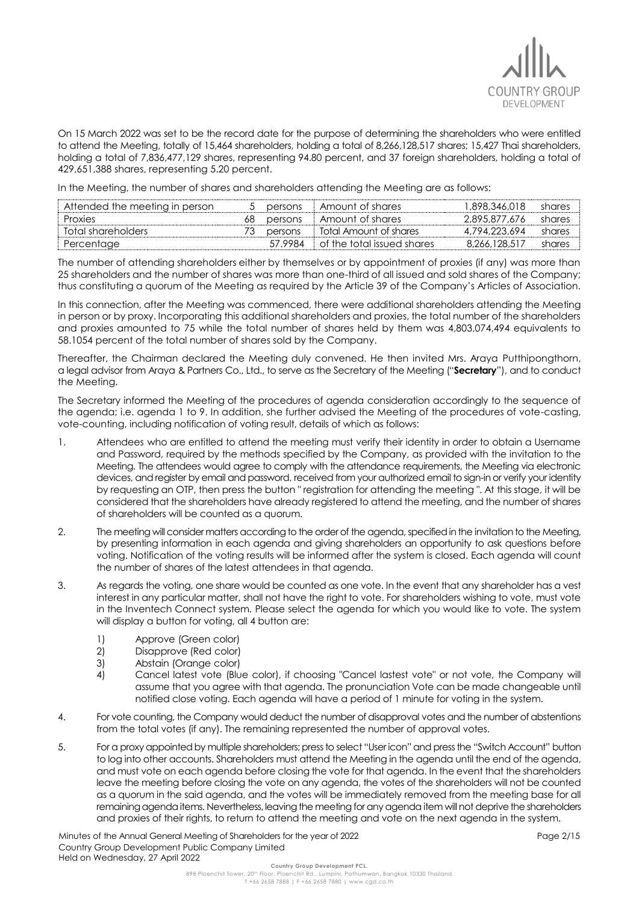On 15 March 2022 was set to be the record date for the purpose of determining the shareholders who were entitled to attend the Meeting, totally of 15,464 shareholders, holding a total of 8,266,128,517 shares; 15,427 Thai shareholders, holding a total of 7,836,477,129 shares, representing 94.80 percent, and 37 foreign shareholders, holding a total of 429,651,388 shares, representing 5.20 percent.

In the Meeting, the number of shares and shareholders attending the Meeting are as follows:

| | | | | | |
|---|---|---|---|---|---|
| Attended the meeting in person | 5 | persons | Amount of shares | 1,898,346,018 | shares |
| Proxies | 68 | persons | Amount of shares | 2,895,877,676 | shares |
| Total shareholders | 73 | persons | Total Amount of shares | 4,794,223,694 | shares |
| Percentage | | 57.9984 | of the total issued shares | 8,266,128,517 | shares |

The number of attending shareholders either by themselves or by appointment of proxies (if any) was more than 25 shareholders and the number of shares was more than one-third of all issued and sold shares of the Company; thus constituting a quorum of the Meeting as required by the Article 39 of the Company's Articles of Association.

In this connection, after the Meeting was commenced, there were additional shareholders attending the Meeting in person or by proxy. Incorporating this additional shareholders and proxies, the total number of the shareholders and proxies amounted to 75 while the total number of shares held by them was 4,803,074,494 equivalents to 58.1054 percent of the total number of shares sold by the Company.

Thereafter, the Chairman declared the Meeting duly convened. He then invited Mrs. Araya Putthipongthorn, a legal advisor from Araya & Partners Co., Ltd., to serve as the Secretary of the Meeting ("**Secretary**"), and to conduct the Meeting.

The Secretary informed the Meeting of the procedures of agenda consideration accordingly to the sequence of the agenda; i.e. agenda 1 to 9. In addition, she further advised the Meeting of the procedures of vote-casting, vote-counting, including notification of voting result, details of which as follows:

1. Attendees who are entitled to attend the meeting must verify their identity in order to obtain a Username and Password, required by the methods specified by the Company, as provided with the invitation to the Meeting. The attendees would agree to comply with the attendance requirements, the Meeting via electronic devices, and register by email and password, received from your authorized email to sign-in or verify your identity by requesting an OTP, then press the button " registration for attending the meeting ". At this stage, it will be considered that the shareholders have already registered to attend the meeting, and the number of shares of shareholders will be counted as a quorum.
2. The meeting will consider matters according to the order of the agenda, specified in the invitation to the Meeting, by presenting information in each agenda and giving shareholders an opportunity to ask questions before voting. Notification of the voting results will be informed after the system is closed. Each agenda will count the number of shares of the latest attendees in that agenda.
3. As regards the voting, one share would be counted as one vote. In the event that any shareholder has a vest interest in any particular matter, shall not have the right to vote. For shareholders wishing to vote, must vote in the Inventech Connect system. Please select the agenda for which you would like to vote. The system will display a button for voting, all 4 button are:
   1) Approve (Green color)
   2) Disapprove (Red color)
   3) Abstain (Orange color)
   4) Cancel latest vote (Blue color), if choosing "Cancel lastest vote" or not vote, the Company will assume that you agree with that agenda. The pronunciation Vote can be made changeable until notified close voting. Each agenda will have a period of 1 minute for voting in the system.
4. For vote counting, the Company would deduct the number of disapproval votes and the number of abstentions from the total votes (if any). The remaining represented the number of approval votes.
5. For a proxy appointed by multiple shareholders; press to select "User icon" and press the "Switch Account" button to log into other accounts. Shareholders must attend the Meeting in the agenda until the end of the agenda, and must vote on each agenda before closing the vote for that agenda. In the event that the shareholders leave the meeting before closing the vote on any agenda, the votes of the shareholders will not be counted as a quorum in the said agenda, and the votes will be immediately removed from the meeting base for all remaining agenda items. Nevertheless, leaving the meeting for any agenda item will not deprive the shareholders and proxies of their rights, to return to attend the meeting and vote on the next agenda in the system.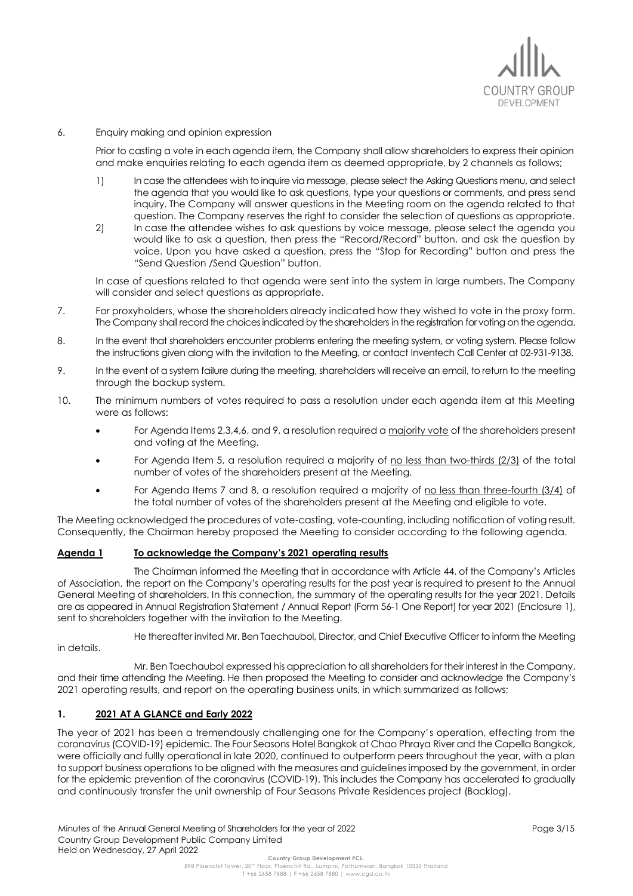6. Enquiry making and opinion expression

   Prior to casting a vote in each agenda item, the Company shall allow shareholders to express their opinion and make enquiries relating to each agenda item as deemed appropriate, by 2 channels as follows;

   1) In case the attendees wish to inquire via message, please select the Asking Questions menu, and select the agenda that you would like to ask questions, type your questions or comments, and press send inquiry. The Company will answer questions in the Meeting room on the agenda related to that question. The Company reserves the right to consider the selection of questions as appropriate.
   2) In case the attendee wishes to ask questions by voice message, please select the agenda you would like to ask a question, then press the "Record/Record" button, and ask the question by voice. Upon you have asked a question, press the "Stop for Recording" button and press the "Send Question /Send Question" button.

   In case of questions related to that agenda were sent into the system in large numbers. The Company will consider and select questions as appropriate.

7. For proxyholders, whose the shareholders already indicated how they wished to vote in the proxy form. The Company shall record the choices indicated by the shareholders in the registration for voting on the agenda.

8. In the event that shareholders encounter problems entering the meeting system, or voting system. Please follow the instructions given along with the invitation to the Meeting, or contact Inventech Call Center at 02-931-9138.

9. In the event of a system failure during the meeting, shareholders will receive an email, to return to the meeting through the backup system.

10. The minimum numbers of votes required to pass a resolution under each agenda item at this Meeting were as follows:

   - For Agenda Items 2,3,4,6, and 9, a resolution required a majority vote of the shareholders present and voting at the Meeting.
   - For Agenda Item 5, a resolution required a majority of no less than two-thirds (2/3) of the total number of votes of the shareholders present at the Meeting.
   - For Agenda Items 7 and 8, a resolution required a majority of no less than three-fourth (3/4) of the total number of votes of the shareholders present at the Meeting and eligible to vote.

The Meeting acknowledged the procedures of vote-casting, vote-counting, including notification of voting result. Consequently, the Chairman hereby proposed the Meeting to consider according to the following agenda.

**Agenda 1 To acknowledge the Company's 2021 operating results**

The Chairman informed the Meeting that in accordance with Article 44. of the Company's Articles of Association, the report on the Company's operating results for the past year is required to present to the Annual General Meeting of shareholders. In this connection, the summary of the operating results for the year 2021. Details are as appeared in Annual Registration Statement / Annual Report (Form 56-1 One Report) for year 2021 (Enclosure 1), sent to shareholders together with the invitation to the Meeting.

He thereafter invited Mr. Ben Taechaubol, Director, and Chief Executive Officer to inform the Meeting in details.

Mr. Ben Taechaubol expressed his appreciation to all shareholders for their interest in the Company, and their time attending the Meeting. He then proposed the Meeting to consider and acknowledge the Company's 2021 operating results, and report on the operating business units, in which summarized as follows;

## 1. 2021 AT A GLANCE and Early 2022

The year of 2021 has been a tremendously challenging one for the Company's operation, effecting from the coronavirus (COVID-19) epidemic. The Four Seasons Hotel Bangkok at Chao Phraya River and the Capella Bangkok, were officially and fullly operational in late 2020, continued to outperform peers throughout the year, with a plan to support business operations to be aligned with the measures and guidelines imposed by the government, in order for the epidemic prevention of the coronavirus (COVID-19). This includes the Company has accelerated to gradually and continuously transfer the unit ownership of Four Seasons Private Residences project (Backlog).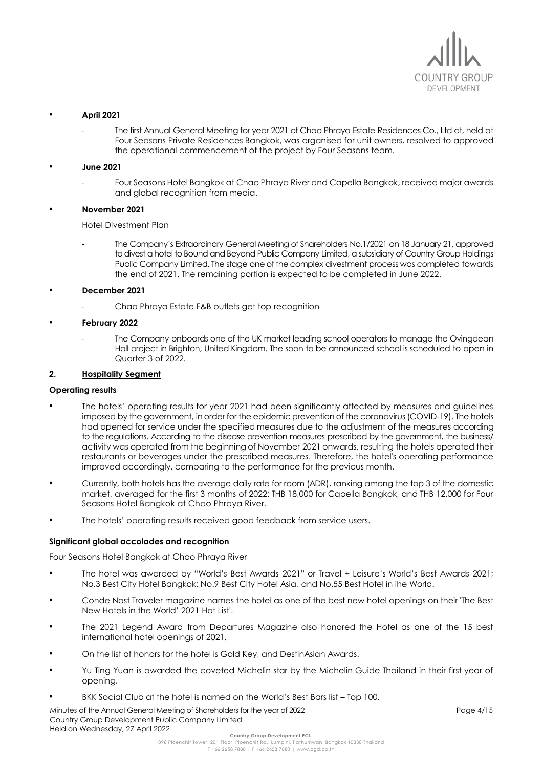- **April 2021**
  - The first Annual General Meeting for year 2021 of Chao Phraya Estate Residences Co., Ltd at, held at Four Seasons Private Residences Bangkok, was organised for unit owners, resolved to approved the operational commencement of the project by Four Seasons team.

- **June 2021**
  - Four Seasons Hotel Bangkok at Chao Phraya River and Capella Bangkok, received major awards and global recognition from media.

- **November 2021**

  Hotel Divestment Plan

  - The Company's Extraordinary General Meeting of Shareholders No.1/2021 on 18 January 21, approved to divest a hotel to Bound and Beyond Public Company Limited, a subsidiary of Country Group Holdings Public Company Limited. The stage one of the complex divestment process was completed towards the end of 2021. The remaining portion is expected to be completed in June 2022.

- **December 2021**
  - Chao Phraya Estate F&B outlets get top recognition

- **February 2022**
  - The Company onboards one of the UK market leading school operators to manage the Ovingdean Hall project in Brighton, United Kingdom. The soon to be announced school is scheduled to open in Quarter 3 of 2022.

## 2. Hospitality Segment

**Operating results**

- The hotels' operating results for year 2021 had been significantly affected by measures and guidelines imposed by the government, in order for the epidemic prevention of the coronavirus (COVID-19). The hotels had opened for service under the specified measures due to the adjustment of the measures according to the regulations. According to the disease prevention measures prescribed by the government, the business/ activity was operated from the beginning of November 2021 onwards, resulting the hotels operated their restaurants or beverages under the prescribed measures. Therefore, the hotel's operating performance improved accordingly, comparing to the performance for the previous month.
- Currently, both hotels has the average daily rate for room (ADR), ranking among the top 3 of the domestic market, averaged for the first 3 months of 2022; THB 18,000 for Capella Bangkok, and THB 12,000 for Four Seasons Hotel Bangkok at Chao Phraya River.
- The hotels' operating results received good feedback from service users.

**Significant global accolades and recognition**

Four Seasons Hotel Bangkok at Chao Phraya River

- The hotel was awarded by "World's Best Awards 2021" or Travel + Leisure's World's Best Awards 2021; No.3 Best City Hotel Bangkok; No.9 Best City Hotel Asia, and No.55 Best Hotel in ihe World.
- Conde Nast Traveler magazine names the hotel as one of the best new hotel openings on their 'The Best New Hotels in the World' 2021 Hot List'.
- The 2021 Legend Award from Departures Magazine also honored the Hotel as one of the 15 best international hotel openings of 2021.
- On the list of honors for the hotel is Gold Key, and DestinAsian Awards.
- Yu Ting Yuan is awarded the coveted Michelin star by the Michelin Guide Thailand in their first year of opening.
- BKK Social Club at the hotel is named on the World's Best Bars list – Top 100.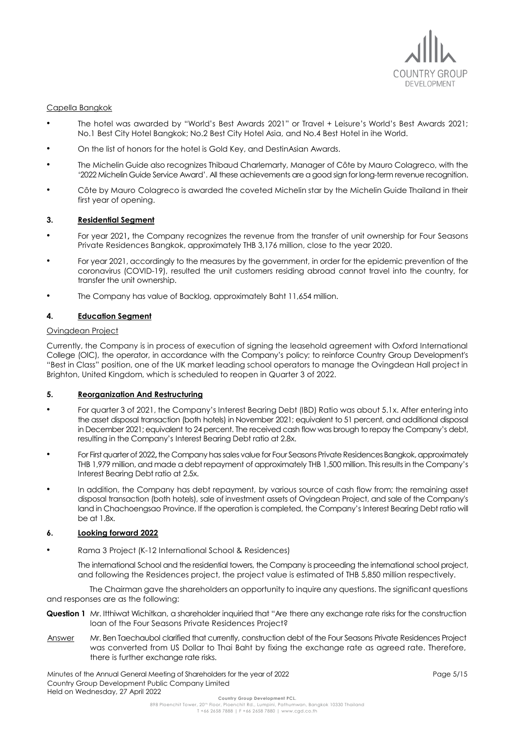Capella Bangkok

- The hotel was awarded by "World's Best Awards 2021" or Travel + Leisure's World's Best Awards 2021; No.1 Best City Hotel Bangkok; No.2 Best City Hotel Asia, and No.4 Best Hotel in ihe World.
- On the list of honors for the hotel is Gold Key, and DestinAsian Awards.
- The Michelin Guide also recognizes Thibaud Charlemarty, Manager of Côte by Mauro Colagreco, with the '2022 Michelin Guide Service Award'. All these achievements are a good sign for long-term revenue recognition.
- Côte by Mauro Colagreco is awarded the coveted Michelin star by the Michelin Guide Thailand in their first year of opening.

## 3. Residential Segment

- For year 2021, the Company recognizes the revenue from the transfer of unit ownership for Four Seasons Private Residences Bangkok, approximately THB 3,176 million, close to the year 2020.
- For year 2021, accordingly to the measures by the government, in order for the epidemic prevention of the coronavirus (COVID-19), resulted the unit customers residing abroad cannot travel into the country, for transfer the unit ownership.
- The Company has value of Backlog, approximately Baht 11,654 million.

## 4. Education Segment

Ovingdean Project

Currently, the Company is in process of execution of signing the leasehold agreement with Oxford International College (OIC), the operator, in accordance with the Company's policy; to reinforce Country Group Development's "Best in Class" position, one of the UK market leading school operators to manage the Ovingdean Hall project in Brighton, United Kingdom, which is scheduled to reopen in Quarter 3 of 2022.

## 5. Reorganization And Restructuring

- For quarter 3 of 2021, the Company's Interest Bearing Debt (IBD) Ratio was about 5.1x. After entering into the asset disposal transaction (both hotels) in November 2021; equivalent to 51 percent, and additional disposal in December 2021; equivalent to 24 percent. The received cash flow was brough to repay the Company's debt, resulting in the Company's Interest Bearing Debt ratio at 2.8x.
- For First quarter of 2022, the Company has sales value for Four Seasons Private Residences Bangkok, approximately THB 1,979 million, and made a debt repayment of approximately THB 1,500 million. This results in the Company's Interest Bearing Debt ratio at 2.5x.
- In addition, the Company has debt repayment, by various source of cash flow from; the remaining asset disposal transaction (both hotels), sale of investment assets of Ovingdean Project, and sale of the Company's land in Chachoengsao Province. If the operation is completed, the Company's Interest Bearing Debt ratio will be at 1.8x.

## 6. Looking forward 2022

- Rama 3 Project (K-12 International School & Residences)

  The international School and the residential towers, the Company is proceeding the international school project, and following the Residences project, the project value is estimated of THB 5,850 million respectively.

The Chairman gave the shareholders an opportunity to inquire any questions. The significant questions and responses are as the following:

**Question 1** Mr. Itthiwat Wichitkan, a shareholder inquiried that "Are there any exchange rate risks for the construction loan of the Four Seasons Private Residences Project?

Answer Mr. Ben Taechaubol clarified that currently, construction debt of the Four Seasons Private Residences Project was converted from US Dollar to Thai Baht by fixing the exchange rate as agreed rate. Therefore, there is further exchange rate risks.

Minutes of the Annual General Meeting of Shareholders for the year of 2022
Country Group Development Public Company Limited
Held on Wednesday, 27 April 2022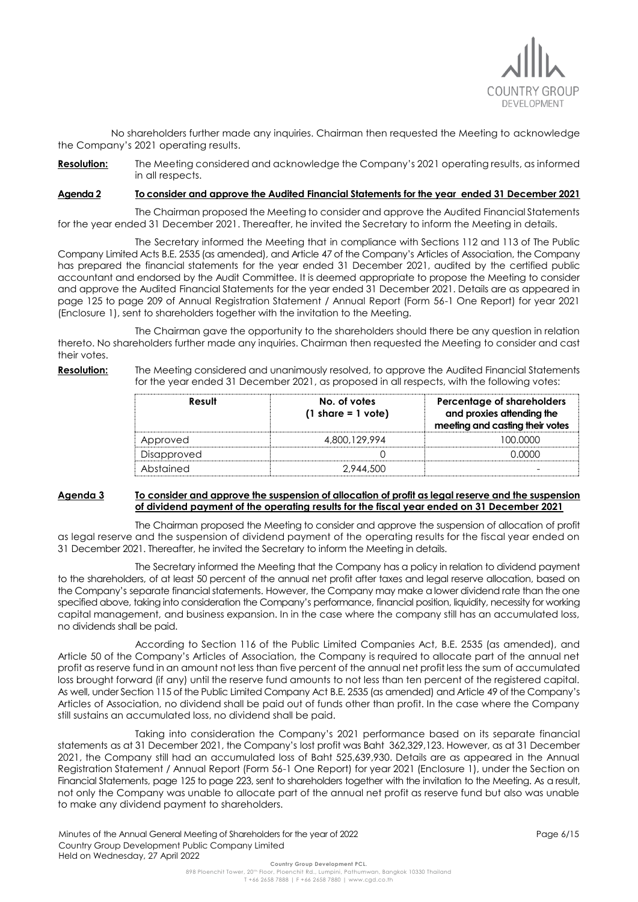No shareholders further made any inquiries. Chairman then requested the Meeting to acknowledge the Company's 2021 operating results.

**Resolution:** The Meeting considered and acknowledge the Company's 2021 operating results, as informed in all respects.

**Agenda 2 To consider and approve the Audited Financial Statements for the year ended 31 December 2021**

The Chairman proposed the Meeting to consider and approve the Audited Financial Statements for the year ended 31 December 2021. Thereafter, he invited the Secretary to inform the Meeting in details.

The Secretary informed the Meeting that in compliance with Sections 112 and 113 of The Public Company Limited Acts B.E. 2535 (as amended), and Article 47 of the Company's Articles of Association, the Company has prepared the financial statements for the year ended 31 December 2021, audited by the certified public accountant and endorsed by the Audit Committee. It is deemed appropriate to propose the Meeting to consider and approve the Audited Financial Statements for the year ended 31 December 2021. Details are as appeared in page 125 to page 209 of Annual Registration Statement / Annual Report (Form 56-1 One Report) for year 2021 (Enclosure 1), sent to shareholders together with the invitation to the Meeting.

The Chairman gave the opportunity to the shareholders should there be any question in relation thereto. No shareholders further made any inquiries. Chairman then requested the Meeting to consider and cast their votes.

**Resolution:** The Meeting considered and unanimously resolved, to approve the Audited Financial Statements for the year ended 31 December 2021, as proposed in all respects, with the following votes:

| Result | No. of votes (1 share = 1 vote) | Percentage of shareholders and proxies attending the meeting and casting their votes |
|---|---|---|
| Approved | 4,800,129,994 | 100.0000 |
| Disapproved | 0 | 0.0000 |
| Abstained | 2,944,500 | - |

**Agenda 3 To consider and approve the suspension of allocation of profit as legal reserve and the suspension of dividend payment of the operating results for the fiscal year ended on 31 December 2021**

The Chairman proposed the Meeting to consider and approve the suspension of allocation of profit as legal reserve and the suspension of dividend payment of the operating results for the fiscal year ended on 31 December 2021. Thereafter, he invited the Secretary to inform the Meeting in details.

The Secretary informed the Meeting that the Company has a policy in relation to dividend payment to the shareholders, of at least 50 percent of the annual net profit after taxes and legal reserve allocation, based on the Company's separate financial statements. However, the Company may make a lower dividend rate than the one specified above, taking into consideration the Company's performance, financial position, liquidity, necessity for working capital management, and business expansion. In in the case where the company still has an accumulated loss, no dividends shall be paid.

According to Section 116 of the Public Limited Companies Act, B.E. 2535 (as amended), and Article 50 of the Company's Articles of Association, the Company is required to allocate part of the annual net profit as reserve fund in an amount not less than five percent of the annual net profit less the sum of accumulated loss brought forward (if any) until the reserve fund amounts to not less than ten percent of the registered capital. As well, under Section 115 of the Public Limited Company Act B.E. 2535 (as amended) and Article 49 of the Company's Articles of Association, no dividend shall be paid out of funds other than profit. In the case where the Company still sustains an accumulated loss, no dividend shall be paid.

Taking into consideration the Company's 2021 performance based on its separate financial statements as at 31 December 2021, the Company's lost profit was Baht 362,329,123. However, as at 31 December 2021, the Company still had an accumulated loss of Baht 525,639,930. Details are as appeared in the Annual Registration Statement / Annual Report (Form 56-1 One Report) for year 2021 (Enclosure 1), under the Section on Financial Statements, page 125 to page 223, sent to shareholders together with the invitation to the Meeting. As a result, not only the Company was unable to allocate part of the annual net profit as reserve fund but also was unable to make any dividend payment to shareholders.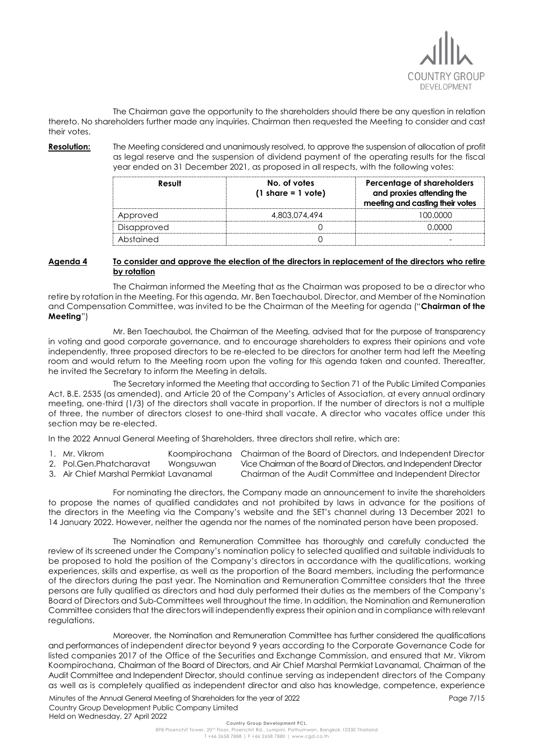The Chairman gave the opportunity to the shareholders should there be any question in relation thereto. No shareholders further made any inquiries. Chairman then requested the Meeting to consider and cast their votes.

**Resolution:** The Meeting considered and unanimously resolved, to approve the suspension of allocation of profit as legal reserve and the suspension of dividend payment of the operating results for the fiscal year ended on 31 December 2021, as proposed in all respects, with the following votes:

| Result | No. of votes (1 share = 1 vote) | Percentage of shareholders and proxies attending the meeting and casting their votes |
|---|---|---|
| Approved | 4,803,074,494 | 100.0000 |
| Disapproved | 0 | 0.0000 |
| Abstained | 0 | - |

**Agenda 4** **To consider and approve the election of the directors in replacement of the directors who retire by rotation**

The Chairman informed the Meeting that as the Chairman was proposed to be a director who retire by rotation in the Meeting. For this agenda, Mr. Ben Taechaubol, Director, and Member of the Nomination and Compensation Committee, was invited to be the Chairman of the Meeting for agenda ("**Chairman of the Meeting**")

Mr. Ben Taechaubol, the Chairman of the Meeting, advised that for the purpose of transparency in voting and good corporate governance, and to encourage shareholders to express their opinions and vote independently, three proposed directors to be re-elected to be directors for another term had left the Meeting room and would return to the Meeting room upon the voting for this agenda taken and counted. Thereafter, he invited the Secretary to inform the Meeting in details.

The Secretary informed the Meeting that according to Section 71 of the Public Limited Companies Act, B.E. 2535 (as amended), and Article 20 of the Company's Articles of Association, at every annual ordinary meeting, one-third (1/3) of the directors shall vacate in proportion. If the number of directors is not a multiple of three, the number of directors closest to one-third shall vacate. A director who vacates office under this section may be re-elected.

In the 2022 Annual General Meeting of Shareholders, three directors shall retire, which are:

1. Mr. Vikrom Koompirochana Chairman of the Board of Directors, and Independent Director
2. Pol.Gen.Phatcharavat Wongsuwan Vice Chairman of the Board of Directors, and Independent Director
3. Air Chief Marshal Permkiat Lavanamal Chairman of the Audit Committee and Independent Director

For nominating the directors, the Company made an announcement to invite the shareholders to propose the names of qualified candidates and not prohibited by laws in advance for the positions of the directors in the Meeting via the Company's website and the SET's channel during 13 December 2021 to 14 January 2022. However, neither the agenda nor the names of the nominated person have been proposed.

The Nomination and Remuneration Committee has thoroughly and carefully conducted the review of its screened under the Company's nomination policy to selected qualified and suitable individuals to be proposed to hold the position of the Company's directors in accordance with the qualifications, working experiences, skills and expertise, as well as the proportion of the Board members, including the performance of the directors during the past year. The Nomination and Remuneration Committee considers that the three persons are fully qualified as directors and had duly performed their duties as the members of the Company's Board of Directors and Sub-Committees well throughout the time. In addition, the Nomination and Remuneration Committee considers that the directors will independently express their opinion and in compliance with relevant regulations.

Moreover, the Nomination and Remuneration Committee has further considered the qualifications and performances of independent director beyond 9 years according to the Corporate Governance Code for listed companies 2017 of the Office of the Securities and Exchange Commission, and ensured that Mr. Vikrom Koompirochana, Chairman of the Board of Directors, and Air Chief Marshal Permkiat Lavanamal, Chairman of the Audit Committee and Independent Director, should continue serving as independent directors of the Company as well as is completely qualified as independent director and also has knowledge, competence, experience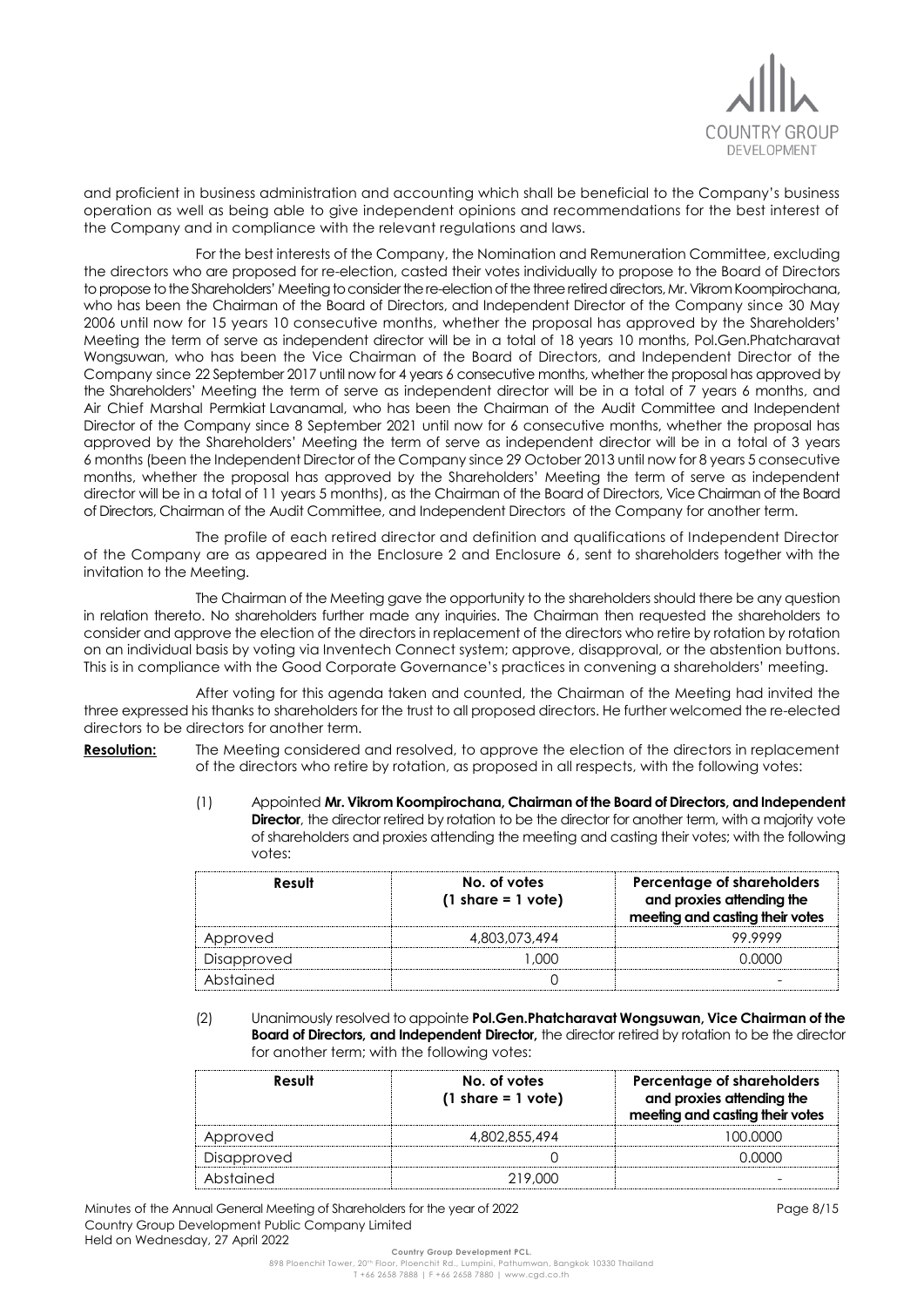and proficient in business administration and accounting which shall be beneficial to the Company's business operation as well as being able to give independent opinions and recommendations for the best interest of the Company and in compliance with the relevant regulations and laws.

For the best interests of the Company, the Nomination and Remuneration Committee, excluding the directors who are proposed for re-election, casted their votes individually to propose to the Board of Directors to propose to the Shareholders' Meeting to consider the re-election of the three retired directors, Mr. Vikrom Koompirochana, who has been the Chairman of the Board of Directors, and Independent Director of the Company since 30 May 2006 until now for 15 years 10 consecutive months, whether the proposal has approved by the Shareholders' Meeting the term of serve as independent director will be in a total of 18 years 10 months, Pol.Gen.Phatcharavat Wongsuwan, who has been the Vice Chairman of the Board of Directors, and Independent Director of the Company since 22 September 2017 until now for 4 years 6 consecutive months, whether the proposal has approved by the Shareholders' Meeting the term of serve as independent director will be in a total of 7 years 6 months, and Air Chief Marshal Permkiat Lavanamal, who has been the Chairman of the Audit Committee and Independent Director of the Company since 8 September 2021 until now for 6 consecutive months, whether the proposal has approved by the Shareholders' Meeting the term of serve as independent director will be in a total of 3 years 6 months (been the Independent Director of the Company since 29 October 2013 until now for 8 years 5 consecutive months, whether the proposal has approved by the Shareholders' Meeting the term of serve as independent director will be in a total of 11 years 5 months), as the Chairman of the Board of Directors, Vice Chairman of the Board of Directors, Chairman of the Audit Committee, and Independent Directors of the Company for another term.

The profile of each retired director and definition and qualifications of Independent Director of the Company are as appeared in the Enclosure 2 and Enclosure 6, sent to shareholders together with the invitation to the Meeting.

The Chairman of the Meeting gave the opportunity to the shareholders should there be any question in relation thereto. No shareholders further made any inquiries. The Chairman then requested the shareholders to consider and approve the election of the directors in replacement of the directors who retire by rotation by rotation on an individual basis by voting via Inventech Connect system; approve, disapproval, or the abstention buttons. This is in compliance with the Good Corporate Governance's practices in convening a shareholders' meeting.

After voting for this agenda taken and counted, the Chairman of the Meeting had invited the three expressed his thanks to shareholders for the trust to all proposed directors. He further welcomed the re-elected directors to be directors for another term.

**Resolution:** The Meeting considered and resolved, to approve the election of the directors in replacement of the directors who retire by rotation, as proposed in all respects, with the following votes:

(1) Appointed **Mr. Vikrom Koompirochana, Chairman of the Board of Directors, and Independent Director**, the director retired by rotation to be the director for another term, with a majority vote of shareholders and proxies attending the meeting and casting their votes; with the following votes:

| Result | No. of votes (1 share = 1 vote) | Percentage of shareholders and proxies attending the meeting and casting their votes |
|---|---|---|
| Approved | 4,803,073,494 | 99.9999 |
| Disapproved | 1,000 | 0.0000 |
| Abstained | 0 | - |

(2) Unanimously resolved to appointe **Pol.Gen.Phatcharavat Wongsuwan, Vice Chairman of the Board of Directors, and Independent Director,** the director retired by rotation to be the director for another term; with the following votes:

| Result | No. of votes (1 share = 1 vote) | Percentage of shareholders and proxies attending the meeting and casting their votes |
|---|---|---|
| Approved | 4,802,855,494 | 100.0000 |
| Disapproved | 0 | 0.0000 |
| Abstained | 219,000 | - |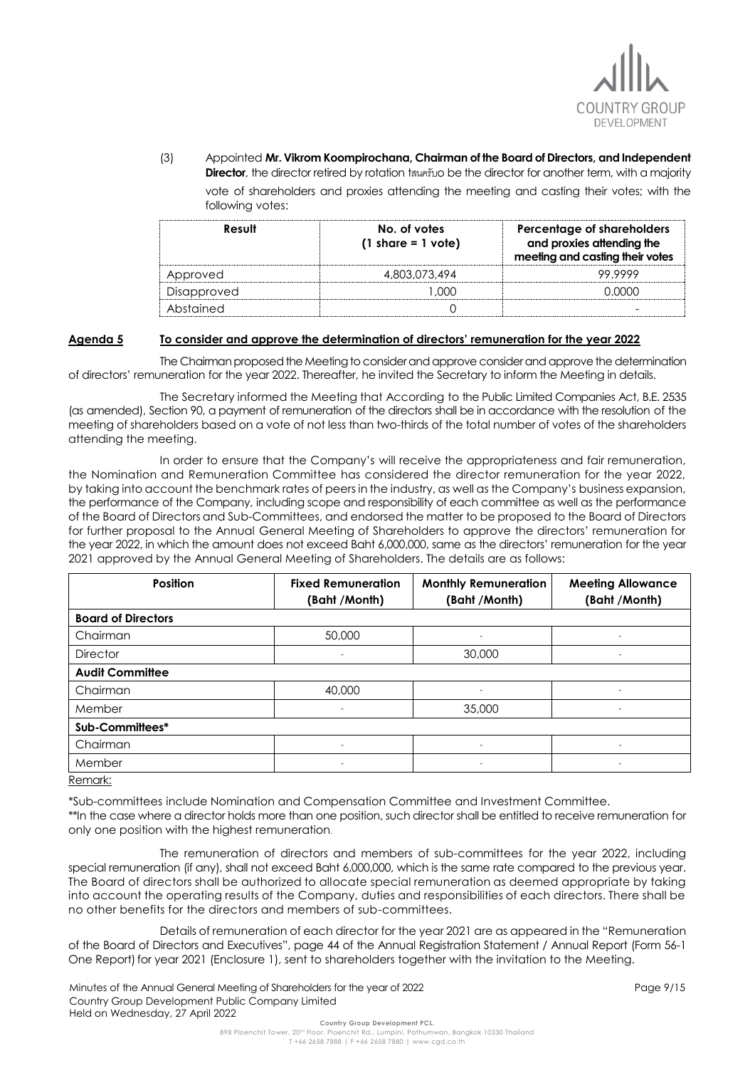(3) Appointed **Mr. Vikrom Koompirochana, Chairman of the Board of Directors, and Independent Director**, the director retired by rotation ให้ครับo be the director for another term, with a majority vote of shareholders and proxies attending the meeting and casting their votes; with the following votes:

| Result | No. of votes (1 share = 1 vote) | Percentage of shareholders and proxies attending the meeting and casting their votes |
|---|---|---|
| Approved | 4,803,073,494 | 99.9999 |
| Disapproved | 1,000 | 0.0000 |
| Abstained | 0 | - |

**Agenda 5 To consider and approve the determination of directors' remuneration for the year 2022**

The Chairman proposed the Meeting to consider and approve consider and approve the determination of directors' remuneration for the year 2022. Thereafter, he invited the Secretary to inform the Meeting in details.

The Secretary informed the Meeting that According to the Public Limited Companies Act, B.E. 2535 (as amended), Section 90, a payment of remuneration of the directors shall be in accordance with the resolution of the meeting of shareholders based on a vote of not less than two-thirds of the total number of votes of the shareholders attending the meeting.

In order to ensure that the Company's will receive the appropriateness and fair remuneration, the Nomination and Remuneration Committee has considered the director remuneration for the year 2022, by taking into account the benchmark rates of peers in the industry, as well as the Company's business expansion, the performance of the Company, including scope and responsibility of each committee as well as the performance of the Board of Directors and Sub-Committees, and endorsed the matter to be proposed to the Board of Directors for further proposal to the Annual General Meeting of Shareholders to approve the directors' remuneration for the year 2022, in which the amount does not exceed Baht 6,000,000, same as the directors' remuneration for the year 2021 approved by the Annual General Meeting of Shareholders. The details are as follows:

| Position | Fixed Remuneration (Baht /Month) | Monthly Remuneration (Baht /Month) | Meeting Allowance (Baht /Month) |
|---|---|---|---|
| **Board of Directors** | | | |
| Chairman | 50,000 | - | - |
| Director | - | 30,000 | - |
| **Audit Committee** | | | |
| Chairman | 40,000 | - | - |
| Member | - | 35,000 | - |
| **Sub-Committees*** | | | |
| Chairman | - | - | - |
| Member | - | - | - |

Remark:

*Sub-committees include Nomination and Compensation Committee and Investment Committee.

**In the case where a director holds more than one position, such director shall be entitled to receive remuneration for only one position with the highest remuneration.

The remuneration of directors and members of sub-committees for the year 2022, including special remuneration (if any), shall not exceed Baht 6,000,000, which is the same rate compared to the previous year. The Board of directors shall be authorized to allocate special remuneration as deemed appropriate by taking into account the operating results of the Company, duties and responsibilities of each directors. There shall be no other benefits for the directors and members of sub-committees.

Details of remuneration of each director for the year 2021 are as appeared in the "Remuneration of the Board of Directors and Executives", page 44 of the Annual Registration Statement / Annual Report (Form 56-1 One Report) for year 2021 (Enclosure 1), sent to shareholders together with the invitation to the Meeting.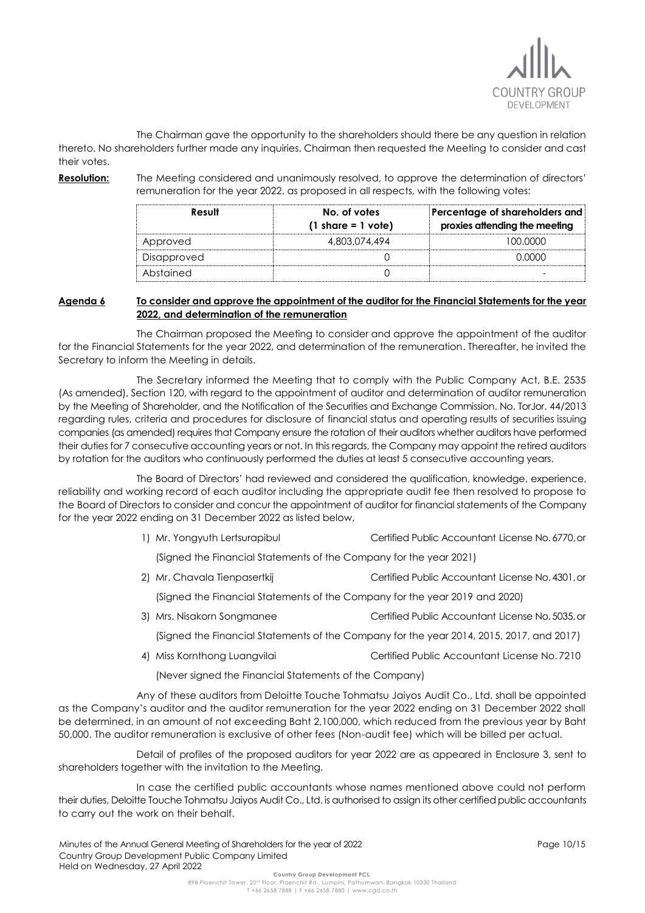The Chairman gave the opportunity to the shareholders should there be any question in relation thereto. No shareholders further made any inquiries. Chairman then requested the Meeting to consider and cast their votes.

**Resolution:** The Meeting considered and unanimously resolved, to approve the determination of directors' remuneration for the year 2022, as proposed in all respects, with the following votes:

| Result | No. of votes (1 share = 1 vote) | Percentage of shareholders and proxies attending the meeting |
|---|---|---|
| Approved | 4,803,074,494 | 100.0000 |
| Disapproved | 0 | 0.0000 |
| Abstained | 0 | - |

**Agenda 6** **To consider and approve the appointment of the auditor for the Financial Statements for the year 2022, and determination of the remuneration**

The Chairman proposed the Meeting to consider and approve the appointment of the auditor for the Financial Statements for the year 2022, and determination of the remuneration. Thereafter, he invited the Secretary to inform the Meeting in details.

The Secretary informed the Meeting that to comply with the Public Company Act, B.E. 2535 (As amended), Section 120, with regard to the appointment of auditor and determination of auditor remuneration by the Meeting of Shareholder, and the Notification of the Securities and Exchange Commission. No. TorJor. 44/2013 regarding rules, criteria and procedures for disclosure of financial status and operating results of securities issuing companies (as amended) requires that Company ensure the rotation of their auditors whether auditors have performed their duties for 7 consecutive accounting years or not. In this regards, the Company may appoint the retired auditors by rotation for the auditors who continuously performed the duties at least 5 consecutive accounting years.

The Board of Directors' had reviewed and considered the qualification, knowledge, experience, reliability and working record of each auditor including the appropriate audit fee then resolved to propose to the Board of Directors to consider and concur the appointment of auditor for financial statements of the Company for the year 2022 ending on 31 December 2022 as listed below,

1) Mr. Yongyuth Lertsurapibul — Certified Public Accountant License No. 6770, or

   (Signed the Financial Statements of the Company for the year 2021)

2) Mr. Chavala Tienpasertkij — Certified Public Accountant License No. 4301, or

   (Signed the Financial Statements of the Company for the year 2019 and 2020)

3) Mrs. Nisakorn Songmanee — Certified Public Accountant License No. 5035, or

   (Signed the Financial Statements of the Company for the year 2014, 2015, 2017, and 2017)

4) Miss Kornthong Luangvilai — Certified Public Accountant License No. 7210

   (Never signed the Financial Statements of the Company)

Any of these auditors from Deloitte Touche Tohmatsu Jaiyos Audit Co., Ltd. shall be appointed as the Company's auditor and the auditor remuneration for the year 2022 ending on 31 December 2022 shall be determined, in an amount of not exceeding Baht 2,100,000, which reduced from the previous year by Baht 50,000. The auditor remuneration is exclusive of other fees (Non-audit fee) which will be billed per actual.

Detail of profiles of the proposed auditors for year 2022 are as appeared in Enclosure 3, sent to shareholders together with the invitation to the Meeting.

In case the certified public accountants whose names mentioned above could not perform their duties, Deloitte Touche Tohmatsu Jaiyos Audit Co., Ltd. is authorised to assign its other certified public accountants to carry out the work on their behalf.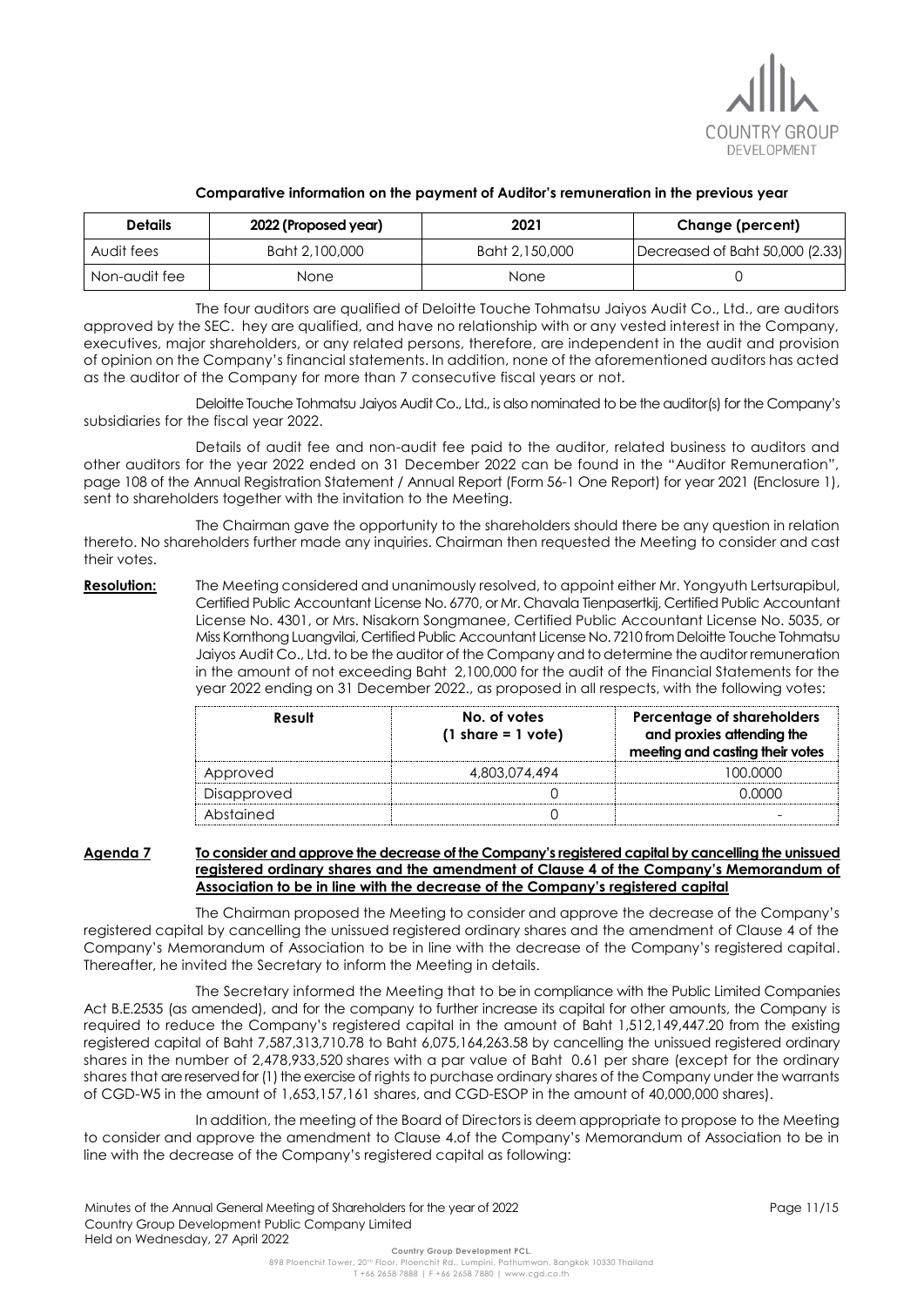**Comparative information on the payment of Auditor's remuneration in the previous year**

| Details | 2022 (Proposed year) | 2021 | Change (percent) |
|---|---|---|---|
| Audit fees | Baht 2,100,000 | Baht 2,150,000 | Decreased of Baht 50,000 (2.33) |
| Non-audit fee | None | None | 0 |

The four auditors are qualified of Deloitte Touche Tohmatsu Jaiyos Audit Co., Ltd., are auditors approved by the SEC. hey are qualified, and have no relationship with or any vested interest in the Company, executives, major shareholders, or any related persons, therefore, are independent in the audit and provision of opinion on the Company's financial statements. In addition, none of the aforementioned auditors has acted as the auditor of the Company for more than 7 consecutive fiscal years or not.

Deloitte Touche Tohmatsu Jaiyos Audit Co., Ltd., is also nominated to be the auditor(s) for the Company's subsidiaries for the fiscal year 2022.

Details of audit fee and non-audit fee paid to the auditor, related business to auditors and other auditors for the year 2022 ended on 31 December 2022 can be found in the "Auditor Remuneration", page 108 of the Annual Registration Statement / Annual Report (Form 56-1 One Report) for year 2021 (Enclosure 1), sent to shareholders together with the invitation to the Meeting.

The Chairman gave the opportunity to the shareholders should there be any question in relation thereto. No shareholders further made any inquiries. Chairman then requested the Meeting to consider and cast their votes.

**Resolution:** The Meeting considered and unanimously resolved, to appoint either Mr. Yongyuth Lertsurapibul, Certified Public Accountant License No. 6770, or Mr. Chavala Tienpasertkij, Certified Public Accountant License No. 4301, or Mrs. Nisakorn Songmanee, Certified Public Accountant License No. 5035, or Miss Kornthong Luangvilai, Certified Public Accountant License No. 7210 from Deloitte Touche Tohmatsu Jaiyos Audit Co., Ltd. to be the auditor of the Company and to determine the auditor remuneration in the amount of not exceeding Baht 2,100,000 for the audit of the Financial Statements for the year 2022 ending on 31 December 2022., as proposed in all respects, with the following votes:

| Result | No. of votes (1 share = 1 vote) | Percentage of shareholders and proxies attending the meeting and casting their votes |
|---|---|---|
| Approved | 4,803,074,494 | 100.0000 |
| Disapproved | 0 | 0.0000 |
| Abstained | 0 | - |

**Agenda 7** **To consider and approve the decrease of the Company's registered capital by cancelling the unissued registered ordinary shares and the amendment of Clause 4 of the Company's Memorandum of Association to be in line with the decrease of the Company's registered capital**

The Chairman proposed the Meeting to consider and approve the decrease of the Company's registered capital by cancelling the unissued registered ordinary shares and the amendment of Clause 4 of the Company's Memorandum of Association to be in line with the decrease of the Company's registered capital. Thereafter, he invited the Secretary to inform the Meeting in details.

The Secretary informed the Meeting that to be in compliance with the Public Limited Companies Act B.E.2535 (as amended), and for the company to further increase its capital for other amounts, the Company is required to reduce the Company's registered capital in the amount of Baht 1,512,149,447.20 from the existing registered capital of Baht 7,587,313,710.78 to Baht 6,075,164,263.58 by cancelling the unissued registered ordinary shares in the number of 2,478,933,520 shares with a par value of Baht 0.61 per share (except for the ordinary shares that are reserved for (1) the exercise of rights to purchase ordinary shares of the Company under the warrants of CGD-W5 in the amount of 1,653,157,161 shares, and CGD-ESOP in the amount of 40,000,000 shares).

In addition, the meeting of the Board of Directors is deem appropriate to propose to the Meeting to consider and approve the amendment to Clause 4.of the Company's Memorandum of Association to be in line with the decrease of the Company's registered capital as following: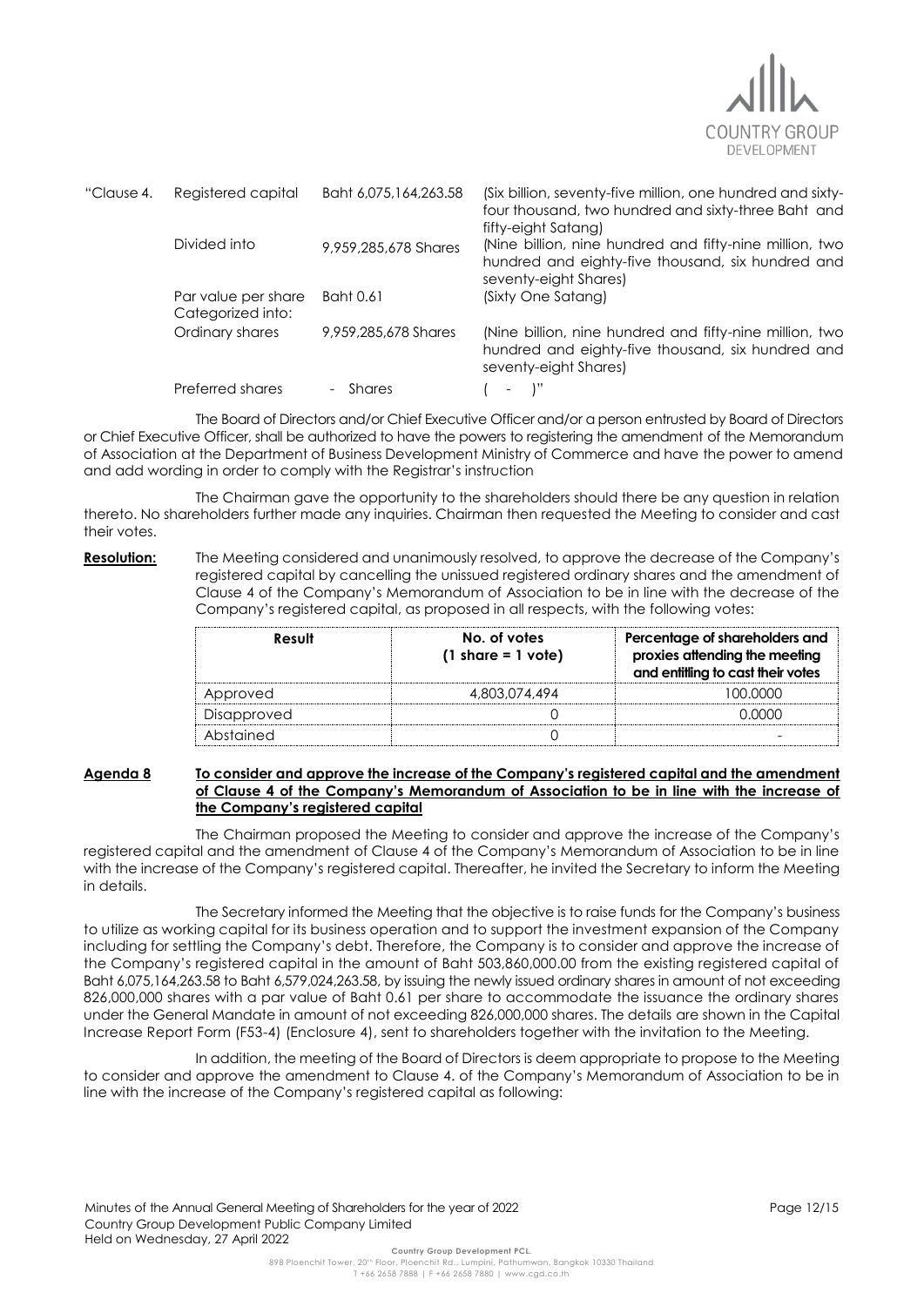| "Clause 4. | Registered capital | Baht 6,075,164,263.58 | (Six billion, seventy-five million, one hundred and sixty-four thousand, two hundred and sixty-three Baht and fifty-eight Satang) |
|---|---|---|---|
| | Divided into | 9,959,285,678 Shares | (Nine billion, nine hundred and fifty-nine million, two hundred and eighty-five thousand, six hundred and seventy-eight Shares) |
| | Par value per share Categorized into: | Baht 0.61 | (Sixty One Satang) |
| | Ordinary shares | 9,959,285,678 Shares | (Nine billion, nine hundred and fifty-nine million, two hundred and eighty-five thousand, six hundred and seventy-eight Shares) |
| | Preferred shares | - Shares | ( - )" |

The Board of Directors and/or Chief Executive Officer and/or a person entrusted by Board of Directors or Chief Executive Officer, shall be authorized to have the powers to registering the amendment of the Memorandum of Association at the Department of Business Development Ministry of Commerce and have the power to amend and add wording in order to comply with the Registrar's instruction

The Chairman gave the opportunity to the shareholders should there be any question in relation thereto. No shareholders further made any inquiries. Chairman then requested the Meeting to consider and cast their votes.

**Resolution:** The Meeting considered and unanimously resolved, to approve the decrease of the Company's registered capital by cancelling the unissued registered ordinary shares and the amendment of Clause 4 of the Company's Memorandum of Association to be in line with the decrease of the Company's registered capital, as proposed in all respects, with the following votes:

| Result | No. of votes (1 share = 1 vote) | Percentage of shareholders and proxies attending the meeting and entitling to cast their votes |
|---|---|---|
| Approved | 4,803,074,494 | 100.0000 |
| Disapproved | 0 | 0.0000 |
| Abstained | 0 | - |

**Agenda 8** **To consider and approve the increase of the Company's registered capital and the amendment of Clause 4 of the Company's Memorandum of Association to be in line with the increase of the Company's registered capital**

The Chairman proposed the Meeting to consider and approve the increase of the Company's registered capital and the amendment of Clause 4 of the Company's Memorandum of Association to be in line with the increase of the Company's registered capital. Thereafter, he invited the Secretary to inform the Meeting in details.

The Secretary informed the Meeting that the objective is to raise funds for the Company's business to utilize as working capital for its business operation and to support the investment expansion of the Company including for settling the Company's debt. Therefore, the Company is to consider and approve the increase of the Company's registered capital in the amount of Baht 503,860,000.00 from the existing registered capital of Baht 6,075,164,263.58 to Baht 6,579,024,263.58, by issuing the newly issued ordinary shares in amount of not exceeding 826,000,000 shares with a par value of Baht 0.61 per share to accommodate the issuance the ordinary shares under the General Mandate in amount of not exceeding 826,000,000 shares. The details are shown in the Capital Increase Report Form (F53-4) (Enclosure 4), sent to shareholders together with the invitation to the Meeting.

In addition, the meeting of the Board of Directors is deem appropriate to propose to the Meeting to consider and approve the amendment to Clause 4. of the Company's Memorandum of Association to be in line with the increase of the Company's registered capital as following: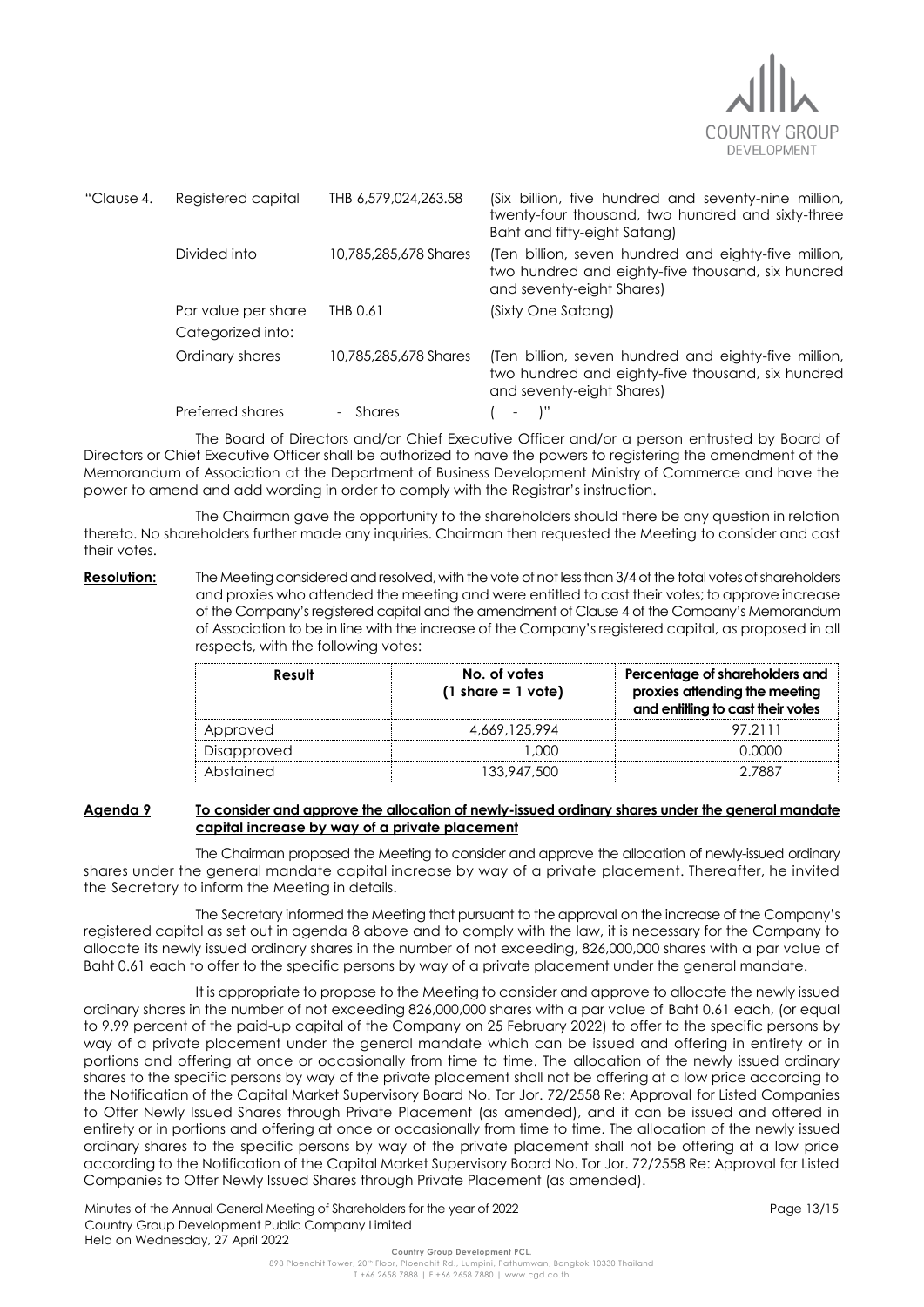"Clause 4.

| | | |
|---|---|---|
| Registered capital | THB 6,579,024,263.58 | (Six billion, five hundred and seventy-nine million, twenty-four thousand, two hundred and sixty-three Baht and fifty-eight Satang) |
| Divided into | 10,785,285,678 Shares | (Ten billion, seven hundred and eighty-five million, two hundred and eighty-five thousand, six hundred and seventy-eight Shares) |
| Par value per share | THB 0.61 | (Sixty One Satang) |
| Categorized into: | | |
| Ordinary shares | 10,785,285,678 Shares | (Ten billion, seven hundred and eighty-five million, two hundred and eighty-five thousand, six hundred and seventy-eight Shares) |
| Preferred shares | - Shares | ( - )" |

The Board of Directors and/or Chief Executive Officer and/or a person entrusted by Board of Directors or Chief Executive Officer shall be authorized to have the powers to registering the amendment of the Memorandum of Association at the Department of Business Development Ministry of Commerce and have the power to amend and add wording in order to comply with the Registrar's instruction.

The Chairman gave the opportunity to the shareholders should there be any question in relation thereto. No shareholders further made any inquiries. Chairman then requested the Meeting to consider and cast their votes.

**Resolution:** The Meeting considered and resolved, with the vote of not less than 3/4 of the total votes of shareholders and proxies who attended the meeting and were entitled to cast their votes; to approve increase of the Company's registered capital and the amendment of Clause 4 of the Company's Memorandum of Association to be in line with the increase of the Company's registered capital, as proposed in all respects, with the following votes:

| Result | No. of votes (1 share = 1 vote) | Percentage of shareholders and proxies attending the meeting and entitling to cast their votes |
|---|---|---|
| Approved | 4,669,125,994 | 97.2111 |
| Disapproved | 1,000 | 0.0000 |
| Abstained | 133,947,500 | 2.7887 |

## Agenda 9 To consider and approve the allocation of newly-issued ordinary shares under the general mandate capital increase by way of a private placement

The Chairman proposed the Meeting to consider and approve the allocation of newly-issued ordinary shares under the general mandate capital increase by way of a private placement. Thereafter, he invited the Secretary to inform the Meeting in details.

The Secretary informed the Meeting that pursuant to the approval on the increase of the Company's registered capital as set out in agenda 8 above and to comply with the law, it is necessary for the Company to allocate its newly issued ordinary shares in the number of not exceeding, 826,000,000 shares with a par value of Baht 0.61 each to offer to the specific persons by way of a private placement under the general mandate.

It is appropriate to propose to the Meeting to consider and approve to allocate the newly issued ordinary shares in the number of not exceeding 826,000,000 shares with a par value of Baht 0.61 each, (or equal to 9.99 percent of the paid-up capital of the Company on 25 February 2022) to offer to the specific persons by way of a private placement under the general mandate which can be issued and offering in entirety or in portions and offering at once or occasionally from time to time. The allocation of the newly issued ordinary shares to the specific persons by way of the private placement shall not be offering at a low price according to the Notification of the Capital Market Supervisory Board No. Tor Jor. 72/2558 Re: Approval for Listed Companies to Offer Newly Issued Shares through Private Placement (as amended), and it can be issued and offered in entirety or in portions and offering at once or occasionally from time to time. The allocation of the newly issued ordinary shares to the specific persons by way of the private placement shall not be offering at a low price according to the Notification of the Capital Market Supervisory Board No. Tor Jor. 72/2558 Re: Approval for Listed Companies to Offer Newly Issued Shares through Private Placement (as amended).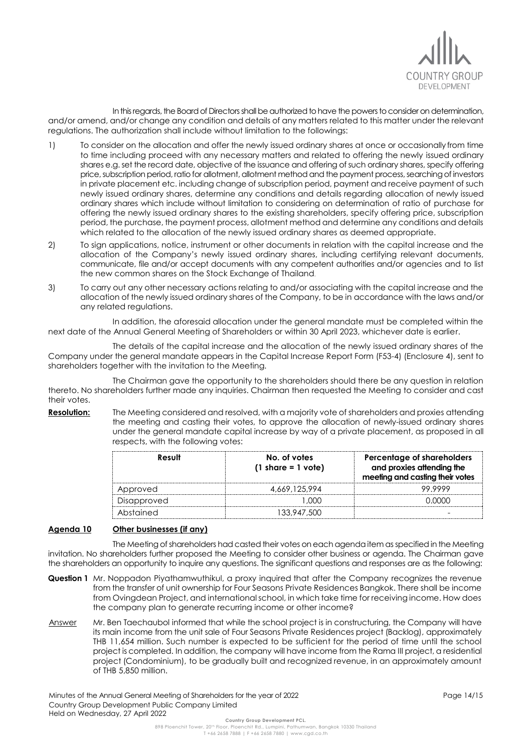In this regards, the Board of Directors shall be authorized to have the powers to consider on determination, and/or amend, and/or change any condition and details of any matters related to this matter under the relevant regulations. The authorization shall include without limitation to the followings:

1) To consider on the allocation and offer the newly issued ordinary shares at once or occasionally from time to time including proceed with any necessary matters and related to offering the newly issued ordinary shares e.g. set the record date, objective of the issuance and offering of such ordinary shares, specify offering price, subscription period, ratio for allotment, allotment method and the payment process, searching of investors in private placement etc. including change of subscription period, payment and receive payment of such newly issued ordinary shares, determine any conditions and details regarding allocation of newly issued ordinary shares which include without limitation to considering on determination of ratio of purchase for offering the newly issued ordinary shares to the existing shareholders, specify offering price, subscription period, the purchase, the payment process, allotment method and determine any conditions and details which related to the allocation of the newly issued ordinary shares as deemed appropriate.

2) To sign applications, notice, instrument or other documents in relation with the capital increase and the allocation of the Company's newly issued ordinary shares, including certifying relevant documents, communicate, file and/or accept documents with any competent authorities and/or agencies and to list the new common shares on the Stock Exchange of Thailand.

3) To carry out any other necessary actions relating to and/or associating with the capital increase and the allocation of the newly issued ordinary shares of the Company, to be in accordance with the laws and/or any related regulations.

In addition, the aforesaid allocation under the general mandate must be completed within the next date of the Annual General Meeting of Shareholders or within 30 April 2023, whichever date is earlier.

The details of the capital increase and the allocation of the newly issued ordinary shares of the Company under the general mandate appears in the Capital Increase Report Form (F53-4) (Enclosure 4), sent to shareholders together with the invitation to the Meeting.

The Chairman gave the opportunity to the shareholders should there be any question in relation thereto. No shareholders further made any inquiries. Chairman then requested the Meeting to consider and cast their votes.

**Resolution:** The Meeting considered and resolved, with a majority vote of shareholders and proxies attending the meeting and casting their votes, to approve the allocation of newly-issued ordinary shares under the general mandate capital increase by way of a private placement, as proposed in all respects, with the following votes:

| Result | No. of votes (1 share = 1 vote) | Percentage of shareholders and proxies attending the meeting and casting their votes |
|---|---|---|
| Approved | 4,669,125,994 | 99.9999 |
| Disapproved | 1,000 | 0.0000 |
| Abstained | 133,947,500 | - |

## Agenda 10 Other businesses (if any)

The Meeting of shareholders had casted their votes on each agenda item as specified in the Meeting invitation. No shareholders further proposed the Meeting to consider other business or agenda. The Chairman gave the shareholders an opportunity to inquire any questions. The significant questions and responses are as the following:

**Question 1** Mr. Noppadon Piyathamwuthikul, a proxy inquired that after the Company recognizes the revenue from the transfer of unit ownership for Four Seasons Private Residences Bangkok. There shall be income from Ovingdean Project, and international school, in which take time for receiving income. How does the company plan to generate recurring income or other income?

Answer Mr. Ben Taechaubol informed that while the school project is in constructuring, the Company will have its main income from the unit sale of Four Seasons Private Residences project (Backlog), approximately THB 11,654 million. Such number is expected to be sufficient for the period of time until the school project is completed. In addition, the company will have income from the Rama III project, a residential project (Condominium), to be gradually built and recognized revenue, in an approximately amount of THB 5,850 million.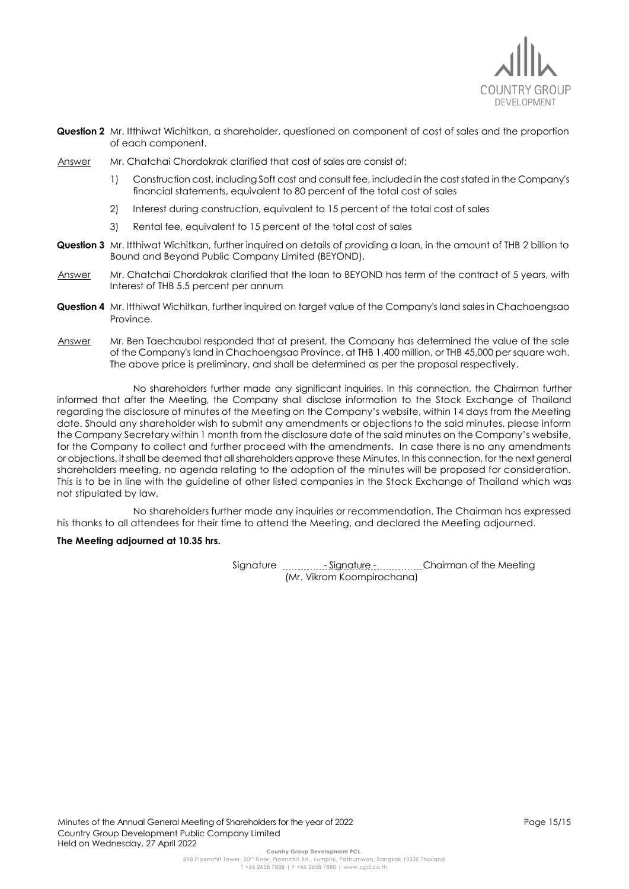**Question 2** Mr. Itthiwat Wichitkan, a shareholder, questioned on component of cost of sales and the proportion of each component.

Answer Mr. Chatchai Chordokrak clarified that cost of sales are consist of;

1) Construction cost, including Soft cost and consult fee, included in the cost stated in the Company's financial statements, equivalent to 80 percent of the total cost of sales
2) Interest during construction, equivalent to 15 percent of the total cost of sales
3) Rental fee, equivalent to 15 percent of the total cost of sales

**Question 3** Mr. Itthiwat Wichitkan, further inquired on details of providing a loan, in the amount of THB 2 billion to Bound and Beyond Public Company Limited (BEYOND).

Answer Mr. Chatchai Chordokrak clarified that the loan to BEYOND has term of the contract of 5 years, with Interest of THB 5.5 percent per annum.

**Question 4** Mr. Itthiwat Wichitkan, further inquired on target value of the Company's land sales in Chachoengsao Province.

Answer Mr. Ben Taechaubol responded that at present, the Company has determined the value of the sale of the Company's land in Chachoengsao Province, at THB 1,400 million, or THB 45,000 per square wah. The above price is preliminary, and shall be determined as per the proposal respectively.

No shareholders further made any significant inquiries. In this connection, the Chairman further informed that after the Meeting, the Company shall disclose information to the Stock Exchange of Thailand regarding the disclosure of minutes of the Meeting on the Company's website, within 14 days from the Meeting date. Should any shareholder wish to submit any amendments or objections to the said minutes, please inform the Company Secretary within 1 month from the disclosure date of the said minutes on the Company's website, for the Company to collect and further proceed with the amendments. In case there is no any amendments or objections, it shall be deemed that all shareholders approve these Minutes. In this connection, for the next general shareholders meeting, no agenda relating to the adoption of the minutes will be proposed for consideration. This is to be in line with the guideline of other listed companies in the Stock Exchange of Thailand which was not stipulated by law.

No shareholders further made any inquiries or recommendation. The Chairman has expressed his thanks to all attendees for their time to attend the Meeting, and declared the Meeting adjourned.

**The Meeting adjourned at 10.35 hrs.**

Signature - Signature - Chairman of the Meeting
(Mr. Vikrom Koompirochana)